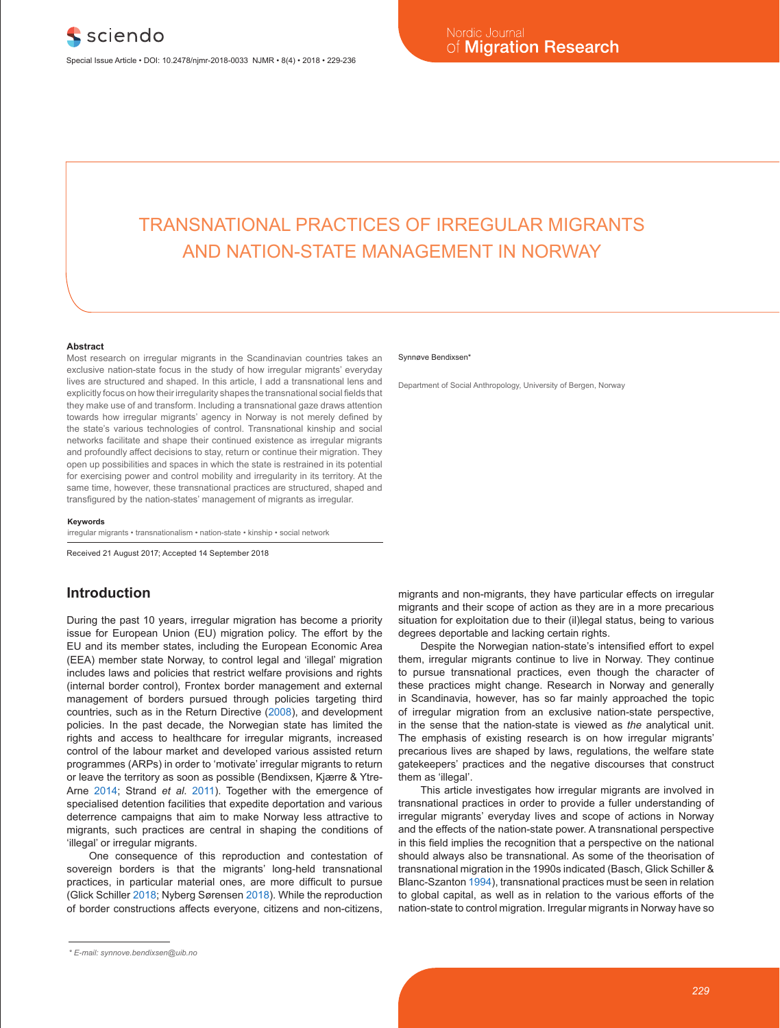# TRANSNATIONAL PRACTICES OF IRREGULAR MIGRANTS AND NATION-STATE MANAGEMENT IN NORWAY

Synnøve Bendixsen*

Department of Social Anthropology, University of Bergen, Norway

**Abstract**

Most research on irregular migrants in the Scandinavian countries takes an exclusive nation-state focus in the study of how irregular migrants' everyday lives are structured and shaped. In this article, I add a transnational lens and explicitly focus on how their irregularity shapes the transnational social fields that they make use of and transform. Including a transnational gaze draws attention towards how irregular migrants' agency in Norway is not merely defined by the state's various technologies of control. Transnational kinship and social networks facilitate and shape their continued existence as irregular migrants and profoundly affect decisions to stay, return or continue their migration. They open up possibilities and spaces in which the state is restrained in its potential for exercising power and control mobility and irregularity in its territory. At the same time, however, these transnational practices are structured, shaped and transfigured by the nation-states' management of migrants as irregular.

**Keywords**

irregular migrants • transnationalism • nation-state • kinship • social network

Received 21 August 2017; Accepted 14 September 2018

## Introduction

During the past 10 years, irregular migration has become a priority issue for European Union (EU) migration policy. The effort by the EU and its member states, including the European Economic Area (EEA) member state Norway, to control legal and 'illegal' migration includes laws and policies that restrict welfare provisions and rights (internal border control), Frontex border management and external management of borders pursued through policies targeting third countries, such as in the Return Directive (2008), and development policies. In the past decade, the Norwegian state has limited the rights and access to healthcare for irregular migrants, increased control of the labour market and developed various assisted return programmes (ARPs) in order to 'motivate' irregular migrants to return or leave the territory as soon as possible (Bendixsen, Kjærre & Ytre-Arne 2014; Strand *et al.* 2011). Together with the emergence of specialised detention facilities that expedite deportation and various deterrence campaigns that aim to make Norway less attractive to migrants, such practices are central in shaping the conditions of 'illegal' or irregular migrants.

One consequence of this reproduction and contestation of sovereign borders is that the migrants' long-held transnational practices, in particular material ones, are more difficult to pursue (Glick Schiller 2018; Nyberg Sørensen 2018). While the reproduction of border constructions affects everyone, citizens and non-citizens, migrants and non-migrants, they have particular effects on irregular migrants and their scope of action as they are in a more precarious situation for exploitation due to their (il)legal status, being to various degrees deportable and lacking certain rights.

Despite the Norwegian nation-state's intensified effort to expel them, irregular migrants continue to live in Norway. They continue to pursue transnational practices, even though the character of these practices might change. Research in Norway and generally in Scandinavia, however, has so far mainly approached the topic of irregular migration from an exclusive nation-state perspective, in the sense that the nation-state is viewed as *the* analytical unit. The emphasis of existing research is on how irregular migrants' precarious lives are shaped by laws, regulations, the welfare state gatekeepers' practices and the negative discourses that construct them as 'illegal'.

This article investigates how irregular migrants are involved in transnational practices in order to provide a fuller understanding of irregular migrants' everyday lives and scope of actions in Norway and the effects of the nation-state power. A transnational perspective in this field implies the recognition that a perspective on the national should always also be transnational. As some of the theorisation of transnational migration in the 1990s indicated (Basch, Glick Schiller & Blanc-Szanton 1994), transnational practices must be seen in relation to global capital, as well as in relation to the various efforts of the nation-state to control migration. Irregular migrants in Norway have so

* E-mail: synnove.bendixsen@uib.no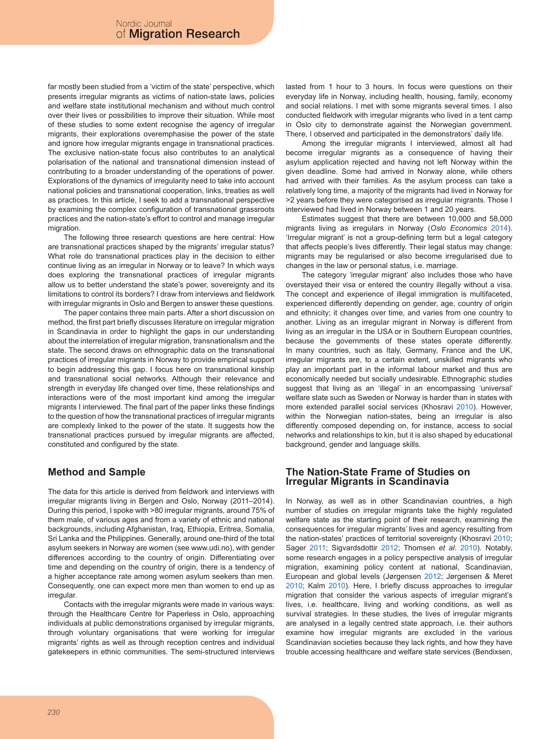far mostly been studied from a 'victim of the state' perspective, which presents irregular migrants as victims of nation-state laws, policies and welfare state institutional mechanism and without much control over their lives or possibilities to improve their situation. While most of these studies to some extent recognise the agency of irregular migrants, their explorations overemphasise the power of the state and ignore how irregular migrants engage in transnational practices. The exclusive nation-state focus also contributes to an analytical polarisation of the national and transnational dimension instead of contributing to a broader understanding of the operations of power. Explorations of the dynamics of irregularity need to take into account national policies and transnational cooperation, links, treaties as well as practices. In this article, I seek to add a transnational perspective by examining the complex configuration of transnational grassroots practices and the nation-state's effort to control and manage irregular migration.

The following three research questions are here central: How are transnational practices shaped by the migrants' irregular status? What role do transnational practices play in the decision to either continue living as an irregular in Norway or to leave? In which ways does exploring the transnational practices of irregular migrants allow us to better understand the state's power, sovereignty and its limitations to control its borders? I draw from interviews and fieldwork with irregular migrants in Oslo and Bergen to answer these questions.

The paper contains three main parts. After a short discussion on method, the first part briefly discusses literature on irregular migration in Scandinavia in order to highlight the gaps in our understanding about the interrelation of irregular migration, transnationalism and the state. The second draws on ethnographic data on the transnational practices of irregular migrants in Norway to provide empirical support to begin addressing this gap. I focus here on transnational kinship and transnational social networks. Although their relevance and strength in everyday life changed over time, these relationships and interactions were of the most important kind among the irregular migrants I interviewed. The final part of the paper links these findings to the question of how the transnational practices of irregular migrants are complexly linked to the power of the state. It suggests how the transnational practices pursued by irregular migrants are affected, constituted and configured by the state.

## Method and Sample

The data for this article is derived from fieldwork and interviews with irregular migrants living in Bergen and Oslo, Norway (2011–2014). During this period, I spoke with >80 irregular migrants, around 75% of them male, of various ages and from a variety of ethnic and national backgrounds, including Afghanistan, Iraq, Ethiopia, Eritrea, Somalia, Sri Lanka and the Philippines. Generally, around one-third of the total asylum seekers in Norway are women (see www.udi.no), with gender differences according to the country of origin. Differentiating over time and depending on the country of origin, there is a tendency of a higher acceptance rate among women asylum seekers than men. Consequently, one can expect more men than women to end up as irregular.

Contacts with the irregular migrants were made in various ways: through the Healthcare Centre for Paperless in Oslo, approaching individuals at public demonstrations organised by irregular migrants, through voluntary organisations that were working for irregular migrants' rights as well as through reception centres and individual gatekeepers in ethnic communities. The semi-structured interviews lasted from 1 hour to 3 hours. In focus were questions on their everyday life in Norway, including health, housing, family, economy and social relations. I met with some migrants several times. I also conducted fieldwork with irregular migrants who lived in a tent camp in Oslo city to demonstrate against the Norwegian government. There, I observed and participated in the demonstrators' daily life.

Among the irregular migrants I interviewed, almost all had become irregular migrants as a consequence of having their asylum application rejected and having not left Norway within the given deadline. Some had arrived in Norway alone, while others had arrived with their families. As the asylum process can take a relatively long time, a majority of the migrants had lived in Norway for >2 years before they were categorised as irregular migrants. Those I interviewed had lived in Norway between 1 and 20 years.

Estimates suggest that there are between 10,000 and 58,000 migrants living as irregulars in Norway (*Oslo Economics* 2014). 'Irregular migrant' is not a group-defining term but a legal category that affects people's lives differently. Their legal status may change: migrants may be regularised or also become irregularised due to changes in the law or personal status, i.e. marriage.

The category 'irregular migrant' also includes those who have overstayed their visa or entered the country illegally without a visa. The concept and experience of illegal immigration is multifaceted, experienced differently depending on gender, age, country of origin and ethnicity; it changes over time, and varies from one country to another. Living as an irregular migrant in Norway is different from living as an irregular in the USA or in Southern European countries, because the governments of these states operate differently. In many countries, such as Italy, Germany, France and the UK, irregular migrants are, to a certain extent, unskilled migrants who play an important part in the informal labour market and thus are economically needed but socially undesirable. Ethnographic studies suggest that living as an 'illegal' in an encompassing 'universal' welfare state such as Sweden or Norway is harder than in states with more extended parallel social services (Khosravi 2010). However, within the Norwegian nation-states, being an irregular is also differently composed depending on, for instance, access to social networks and relationships to kin, but it is also shaped by educational background, gender and language skills.

## The Nation-State Frame of Studies on Irregular Migrants in Scandinavia

In Norway, as well as in other Scandinavian countries, a high number of studies on irregular migrants take the highly regulated welfare state as the starting point of their research, examining the consequences for irregular migrants' lives and agency resulting from the nation-states' practices of territorial sovereignty (Khosravi 2010; Sager 2011; Sigvardsdottir 2012; Thomsen *et al*. 2010). Notably, some research engages in a policy perspective analysis of irregular migration, examining policy content at national, Scandinavian, European and global levels (Jørgensen 2012; Jørgensen & Meret 2010; Kalm 2010). Here, I briefly discuss approaches to irregular migration that consider the various aspects of irregular migrant's lives, i.e. healthcare, living and working conditions, as well as survival strategies. In these studies, the lives of irregular migrants are analysed in a legally centred state approach, i.e. their authors examine how irregular migrants are excluded in the various Scandinavian societies because they lack rights, and how they have trouble accessing healthcare and welfare state services (Bendixsen,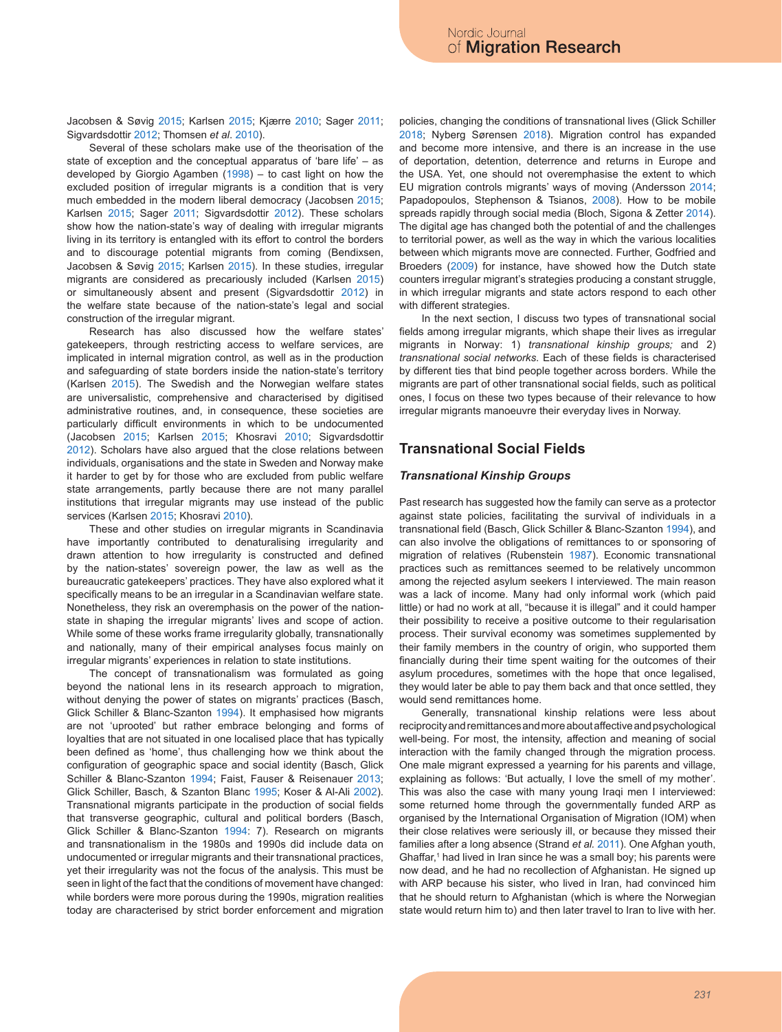Jacobsen & Søvig 2015; Karlsen 2015; Kjærre 2010; Sager 2011; Sigvardsdottir 2012; Thomsen *et al*. 2010).

Several of these scholars make use of the theorisation of the state of exception and the conceptual apparatus of 'bare life' – as developed by Giorgio Agamben (1998) – to cast light on how the excluded position of irregular migrants is a condition that is very much embedded in the modern liberal democracy (Jacobsen 2015; Karlsen 2015; Sager 2011; Sigvardsdottir 2012). These scholars show how the nation-state's way of dealing with irregular migrants living in its territory is entangled with its effort to control the borders and to discourage potential migrants from coming (Bendixsen, Jacobsen & Søvig 2015; Karlsen 2015). In these studies, irregular migrants are considered as precariously included (Karlsen 2015) or simultaneously absent and present (Sigvardsdottir 2012) in the welfare state because of the nation-state's legal and social construction of the irregular migrant.

Research has also discussed how the welfare states' gatekeepers, through restricting access to welfare services, are implicated in internal migration control, as well as in the production and safeguarding of state borders inside the nation-state's territory (Karlsen 2015). The Swedish and the Norwegian welfare states are universalistic, comprehensive and characterised by digitised administrative routines, and, in consequence, these societies are particularly difficult environments in which to be undocumented (Jacobsen 2015; Karlsen 2015; Khosravi 2010; Sigvardsdottir 2012). Scholars have also argued that the close relations between individuals, organisations and the state in Sweden and Norway make it harder to get by for those who are excluded from public welfare state arrangements, partly because there are not many parallel institutions that irregular migrants may use instead of the public services (Karlsen 2015; Khosravi 2010).

These and other studies on irregular migrants in Scandinavia have importantly contributed to denaturalising irregularity and drawn attention to how irregularity is constructed and defined by the nation-states' sovereign power, the law as well as the bureaucratic gatekeepers' practices. They have also explored what it specifically means to be an irregular in a Scandinavian welfare state. Nonetheless, they risk an overemphasis on the power of the nation-state in shaping the irregular migrants' lives and scope of action. While some of these works frame irregularity globally, transnationally and nationally, many of their empirical analyses focus mainly on irregular migrants' experiences in relation to state institutions.

The concept of transnationalism was formulated as going beyond the national lens in its research approach to migration, without denying the power of states on migrants' practices (Basch, Glick Schiller & Blanc-Szanton 1994). It emphasised how migrants are not 'uprooted' but rather embrace belonging and forms of loyalties that are not situated in one localised place that has typically been defined as 'home', thus challenging how we think about the configuration of geographic space and social identity (Basch, Glick Schiller & Blanc-Szanton 1994; Faist, Fauser & Reisenauer 2013; Glick Schiller, Basch, & Szanton Blanc 1995; Koser & Al-Ali 2002). Transnational migrants participate in the production of social fields that transverse geographic, cultural and political borders (Basch, Glick Schiller & Blanc-Szanton 1994: 7). Research on migrants and transnationalism in the 1980s and 1990s did include data on undocumented or irregular migrants and their transnational practices, yet their irregularity was not the focus of the analysis. This must be seen in light of the fact that the conditions of movement have changed: while borders were more porous during the 1990s, migration realities today are characterised by strict border enforcement and migration policies, changing the conditions of transnational lives (Glick Schiller 2018; Nyberg Sørensen 2018). Migration control has expanded and become more intensive, and there is an increase in the use of deportation, detention, deterrence and returns in Europe and the USA. Yet, one should not overemphasise the extent to which EU migration controls migrants' ways of moving (Andersson 2014; Papadopoulos, Stephenson & Tsianos, 2008). How to be mobile spreads rapidly through social media (Bloch, Sigona & Zetter 2014). The digital age has changed both the potential of and the challenges to territorial power, as well as the way in which the various localities between which migrants move are connected. Further, Godfried and Broeders (2009) for instance, have showed how the Dutch state counters irregular migrant's strategies producing a constant struggle, in which irregular migrants and state actors respond to each other with different strategies.

In the next section, I discuss two types of transnational social fields among irregular migrants, which shape their lives as irregular migrants in Norway: 1) *transnational kinship groups;* and 2) *transnational social networks*. Each of these fields is characterised by different ties that bind people together across borders. While the migrants are part of other transnational social fields, such as political ones, I focus on these two types because of their relevance to how irregular migrants manoeuvre their everyday lives in Norway.

## Transnational Social Fields

### *Transnational Kinship Groups*

Past research has suggested how the family can serve as a protector against state policies, facilitating the survival of individuals in a transnational field (Basch, Glick Schiller & Blanc-Szanton 1994), and can also involve the obligations of remittances to or sponsoring of migration of relatives (Rubenstein 1987). Economic transnational practices such as remittances seemed to be relatively uncommon among the rejected asylum seekers I interviewed. The main reason was a lack of income. Many had only informal work (which paid little) or had no work at all, "because it is illegal" and it could hamper their possibility to receive a positive outcome to their regularisation process. Their survival economy was sometimes supplemented by their family members in the country of origin, who supported them financially during their time spent waiting for the outcomes of their asylum procedures, sometimes with the hope that once legalised, they would later be able to pay them back and that once settled, they would send remittances home.

Generally, transnational kinship relations were less about reciprocity and remittances and more about affective and psychological well-being. For most, the intensity, affection and meaning of social interaction with the family changed through the migration process. One male migrant expressed a yearning for his parents and village, explaining as follows: 'But actually, I love the smell of my mother'. This was also the case with many young Iraqi men I interviewed: some returned home through the governmentally funded ARP as organised by the International Organisation of Migration (IOM) when their close relatives were seriously ill, or because they missed their families after a long absence (Strand *et al.* 2011). One Afghan youth, Ghaffar,[1] had lived in Iran since he was a small boy; his parents were now dead, and he had no recollection of Afghanistan. He signed up with ARP because his sister, who lived in Iran, had convinced him that he should return to Afghanistan (which is where the Norwegian state would return him to) and then later travel to Iran to live with her.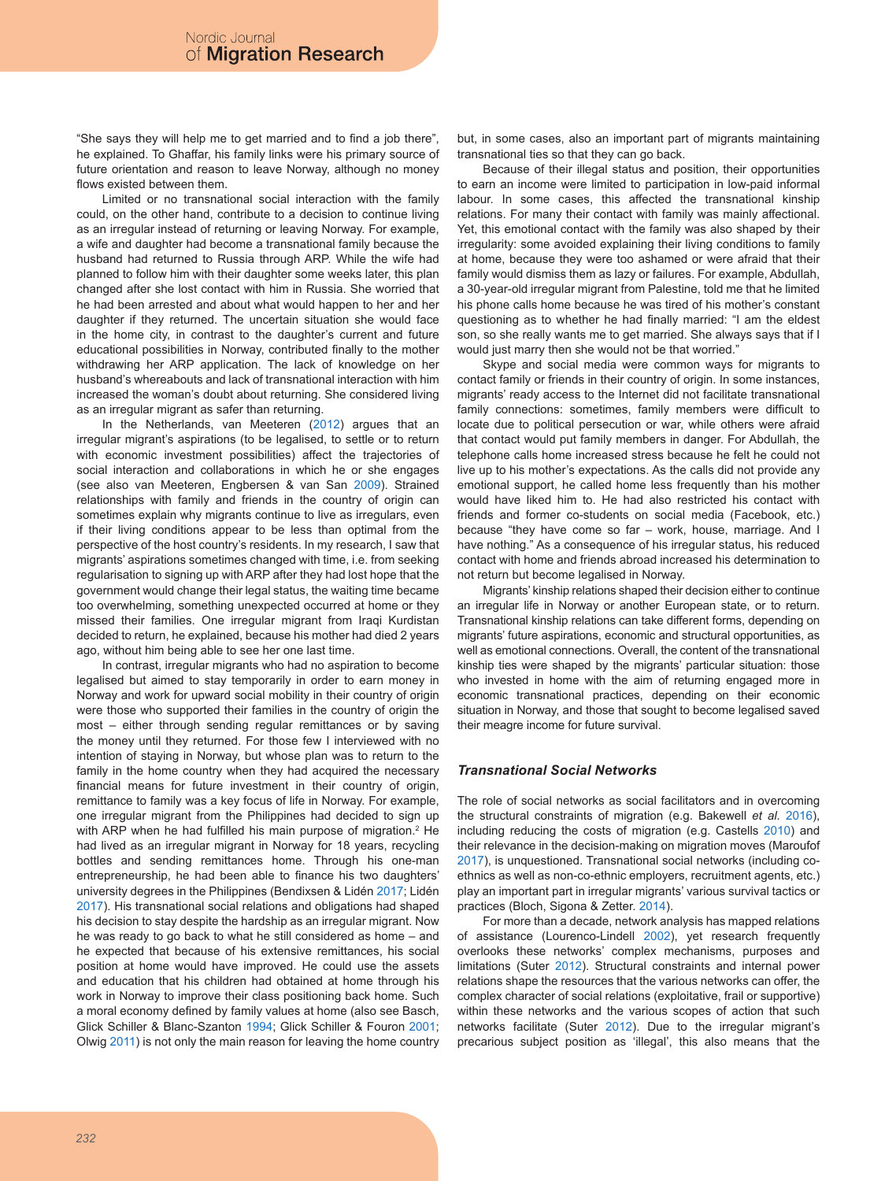"She says they will help me to get married and to find a job there", he explained. To Ghaffar, his family links were his primary source of future orientation and reason to leave Norway, although no money flows existed between them.

Limited or no transnational social interaction with the family could, on the other hand, contribute to a decision to continue living as an irregular instead of returning or leaving Norway. For example, a wife and daughter had become a transnational family because the husband had returned to Russia through ARP. While the wife had planned to follow him with their daughter some weeks later, this plan changed after she lost contact with him in Russia. She worried that he had been arrested and about what would happen to her and her daughter if they returned. The uncertain situation she would face in the home city, in contrast to the daughter's current and future educational possibilities in Norway, contributed finally to the mother withdrawing her ARP application. The lack of knowledge on her husband's whereabouts and lack of transnational interaction with him increased the woman's doubt about returning. She considered living as an irregular migrant as safer than returning.

In the Netherlands, van Meeteren (2012) argues that an irregular migrant's aspirations (to be legalised, to settle or to return with economic investment possibilities) affect the trajectories of social interaction and collaborations in which he or she engages (see also van Meeteren, Engbersen & van San 2009). Strained relationships with family and friends in the country of origin can sometimes explain why migrants continue to live as irregulars, even if their living conditions appear to be less than optimal from the perspective of the host country's residents. In my research, I saw that migrants' aspirations sometimes changed with time, i.e. from seeking regularisation to signing up with ARP after they had lost hope that the government would change their legal status, the waiting time became too overwhelming, something unexpected occurred at home or they missed their families. One irregular migrant from Iraqi Kurdistan decided to return, he explained, because his mother had died 2 years ago, without him being able to see her one last time.

In contrast, irregular migrants who had no aspiration to become legalised but aimed to stay temporarily in order to earn money in Norway and work for upward social mobility in their country of origin were those who supported their families in the country of origin the most – either through sending regular remittances or by saving the money until they returned. For those few I interviewed with no intention of staying in Norway, but whose plan was to return to the family in the home country when they had acquired the necessary financial means for future investment in their country of origin, remittance to family was a key focus of life in Norway. For example, one irregular migrant from the Philippines had decided to sign up with ARP when he had fulfilled his main purpose of migration.[2] He had lived as an irregular migrant in Norway for 18 years, recycling bottles and sending remittances home. Through his one-man entrepreneurship, he had been able to finance his two daughters' university degrees in the Philippines (Bendixsen & Lidén 2017; Lidén 2017). His transnational social relations and obligations had shaped his decision to stay despite the hardship as an irregular migrant. Now he was ready to go back to what he still considered as home – and he expected that because of his extensive remittances, his social position at home would have improved. He could use the assets and education that his children had obtained at home through his work in Norway to improve their class positioning back home. Such a moral economy defined by family values at home (also see Basch, Glick Schiller & Blanc-Szanton 1994; Glick Schiller & Fouron 2001; Olwig 2011) is not only the main reason for leaving the home country but, in some cases, also an important part of migrants maintaining transnational ties so that they can go back.

Because of their illegal status and position, their opportunities to earn an income were limited to participation in low-paid informal labour. In some cases, this affected the transnational kinship relations. For many their contact with family was mainly affectional. Yet, this emotional contact with the family was also shaped by their irregularity: some avoided explaining their living conditions to family at home, because they were too ashamed or were afraid that their family would dismiss them as lazy or failures. For example, Abdullah, a 30-year-old irregular migrant from Palestine, told me that he limited his phone calls home because he was tired of his mother's constant questioning as to whether he had finally married: "I am the eldest son, so she really wants me to get married. She always says that if I would just marry then she would not be that worried."

Skype and social media were common ways for migrants to contact family or friends in their country of origin. In some instances, migrants' ready access to the Internet did not facilitate transnational family connections: sometimes, family members were difficult to locate due to political persecution or war, while others were afraid that contact would put family members in danger. For Abdullah, the telephone calls home increased stress because he felt he could not live up to his mother's expectations. As the calls did not provide any emotional support, he called home less frequently than his mother would have liked him to. He had also restricted his contact with friends and former co-students on social media (Facebook, etc.) because "they have come so far – work, house, marriage. And I have nothing." As a consequence of his irregular status, his reduced contact with home and friends abroad increased his determination to not return but become legalised in Norway.

Migrants' kinship relations shaped their decision either to continue an irregular life in Norway or another European state, or to return. Transnational kinship relations can take different forms, depending on migrants' future aspirations, economic and structural opportunities, as well as emotional connections. Overall, the content of the transnational kinship ties were shaped by the migrants' particular situation: those who invested in home with the aim of returning engaged more in economic transnational practices, depending on their economic situation in Norway, and those that sought to become legalised saved their meagre income for future survival.

### *Transnational Social Networks*

The role of social networks as social facilitators and in overcoming the structural constraints of migration (e.g. Bakewell *et al.* 2016), including reducing the costs of migration (e.g. Castells 2010) and their relevance in the decision-making on migration moves (Maroufof 2017), is unquestioned. Transnational social networks (including co-ethnics as well as non-co-ethnic employers, recruitment agents, etc.) play an important part in irregular migrants' various survival tactics or practices (Bloch, Sigona & Zetter. 2014).

For more than a decade, network analysis has mapped relations of assistance (Lourenco-Lindell 2002), yet research frequently overlooks these networks' complex mechanisms, purposes and limitations (Suter 2012). Structural constraints and internal power relations shape the resources that the various networks can offer, the complex character of social relations (exploitative, frail or supportive) within these networks and the various scopes of action that such networks facilitate (Suter 2012). Due to the irregular migrant's precarious subject position as 'illegal', this also means that the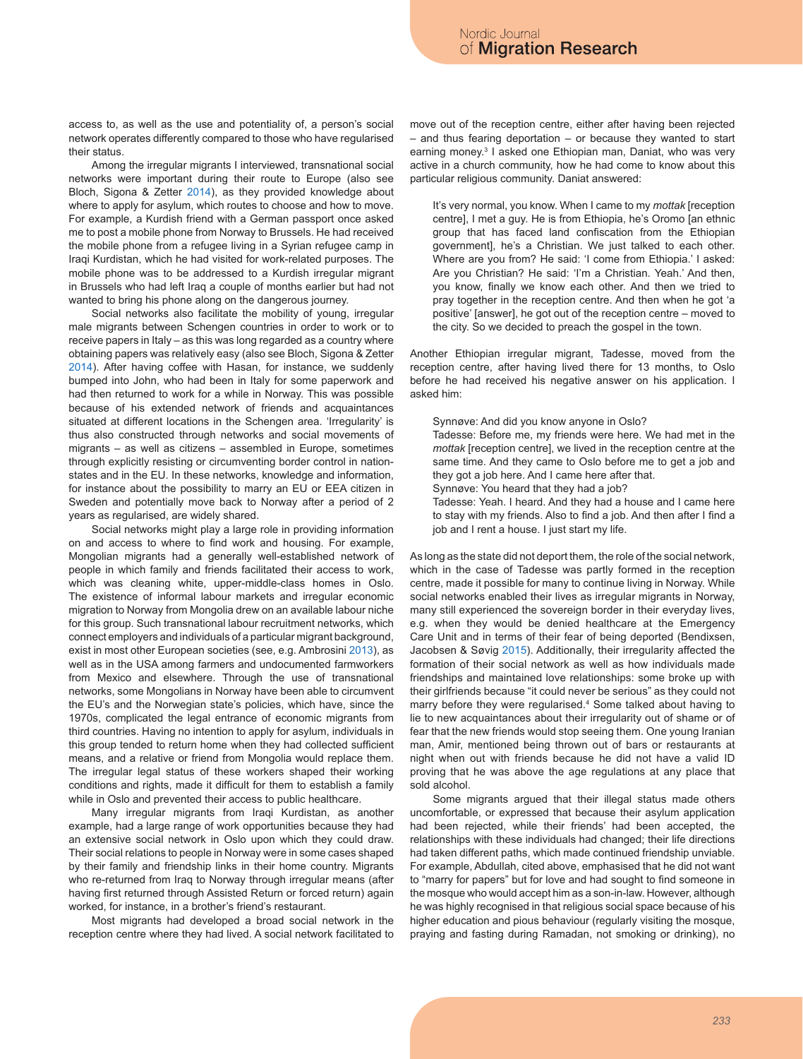access to, as well as the use and potentiality of, a person's social network operates differently compared to those who have regularised their status.

Among the irregular migrants I interviewed, transnational social networks were important during their route to Europe (also see Bloch, Sigona & Zetter 2014), as they provided knowledge about where to apply for asylum, which routes to choose and how to move. For example, a Kurdish friend with a German passport once asked me to post a mobile phone from Norway to Brussels. He had received the mobile phone from a refugee living in a Syrian refugee camp in Iraqi Kurdistan, which he had visited for work-related purposes. The mobile phone was to be addressed to a Kurdish irregular migrant in Brussels who had left Iraq a couple of months earlier but had not wanted to bring his phone along on the dangerous journey.

Social networks also facilitate the mobility of young, irregular male migrants between Schengen countries in order to work or to receive papers in Italy – as this was long regarded as a country where obtaining papers was relatively easy (also see Bloch, Sigona & Zetter 2014). After having coffee with Hasan, for instance, we suddenly bumped into John, who had been in Italy for some paperwork and had then returned to work for a while in Norway. This was possible because of his extended network of friends and acquaintances situated at different locations in the Schengen area. 'Irregularity' is thus also constructed through networks and social movements of migrants – as well as citizens – assembled in Europe, sometimes through explicitly resisting or circumventing border control in nation-states and in the EU. In these networks, knowledge and information, for instance about the possibility to marry an EU or EEA citizen in Sweden and potentially move back to Norway after a period of 2 years as regularised, are widely shared.

Social networks might play a large role in providing information on and access to where to find work and housing. For example, Mongolian migrants had a generally well-established network of people in which family and friends facilitated their access to work, which was cleaning white, upper-middle-class homes in Oslo. The existence of informal labour markets and irregular economic migration to Norway from Mongolia drew on an available labour niche for this group. Such transnational labour recruitment networks, which connect employers and individuals of a particular migrant background, exist in most other European societies (see, e.g. Ambrosini 2013), as well as in the USA among farmers and undocumented farmworkers from Mexico and elsewhere. Through the use of transnational networks, some Mongolians in Norway have been able to circumvent the EU's and the Norwegian state's policies, which have, since the 1970s, complicated the legal entrance of economic migrants from third countries. Having no intention to apply for asylum, individuals in this group tended to return home when they had collected sufficient means, and a relative or friend from Mongolia would replace them. The irregular legal status of these workers shaped their working conditions and rights, made it difficult for them to establish a family while in Oslo and prevented their access to public healthcare.

Many irregular migrants from Iraqi Kurdistan, as another example, had a large range of work opportunities because they had an extensive social network in Oslo upon which they could draw. Their social relations to people in Norway were in some cases shaped by their family and friendship links in their home country. Migrants who re-returned from Iraq to Norway through irregular means (after having first returned through Assisted Return or forced return) again worked, for instance, in a brother's friend's restaurant.

Most migrants had developed a broad social network in the reception centre where they had lived. A social network facilitated to move out of the reception centre, either after having been rejected – and thus fearing deportation – or because they wanted to start earning money.[3] I asked one Ethiopian man, Daniat, who was very active in a church community, how he had come to know about this particular religious community. Daniat answered:

> It's very normal, you know. When I came to my *mottak* [reception centre], I met a guy. He is from Ethiopia, he's Oromo [an ethnic group that has faced land confiscation from the Ethiopian government], he's a Christian. We just talked to each other. Where are you from? He said: 'I come from Ethiopia.' I asked: Are you Christian? He said: 'I'm a Christian. Yeah.' And then, you know, finally we know each other. And then we tried to pray together in the reception centre. And then when he got 'a positive' [answer], he got out of the reception centre – moved to the city. So we decided to preach the gospel in the town.

Another Ethiopian irregular migrant, Tadesse, moved from the reception centre, after having lived there for 13 months, to Oslo before he had received his negative answer on his application. I asked him:

> Synnøve: And did you know anyone in Oslo?
>
> Tadesse: Before me, my friends were here. We had met in the *mottak* [reception centre], we lived in the reception centre at the same time. And they came to Oslo before me to get a job and they got a job here. And I came here after that.
>
> Synnøve: You heard that they had a job?
>
> Tadesse: Yeah. I heard. And they had a house and I came here to stay with my friends. Also to find a job. And then after I find a job and I rent a house. I just start my life.

As long as the state did not deport them, the role of the social network, which in the case of Tadesse was partly formed in the reception centre, made it possible for many to continue living in Norway. While social networks enabled their lives as irregular migrants in Norway, many still experienced the sovereign border in their everyday lives, e.g. when they would be denied healthcare at the Emergency Care Unit and in terms of their fear of being deported (Bendixsen, Jacobsen & Søvig 2015). Additionally, their irregularity affected the formation of their social network as well as how individuals made friendships and maintained love relationships: some broke up with their girlfriends because "it could never be serious" as they could not marry before they were regularised.[4] Some talked about having to lie to new acquaintances about their irregularity out of shame or of fear that the new friends would stop seeing them. One young Iranian man, Amir, mentioned being thrown out of bars or restaurants at night when out with friends because he did not have a valid ID proving that he was above the age regulations at any place that sold alcohol.

Some migrants argued that their illegal status made others uncomfortable, or expressed that because their asylum application had been rejected, while their friends' had been accepted, the relationships with these individuals had changed; their life directions had taken different paths, which made continued friendship unviable. For example, Abdullah, cited above, emphasised that he did not want to "marry for papers" but for love and had sought to find someone in the mosque who would accept him as a son-in-law. However, although he was highly recognised in that religious social space because of his higher education and pious behaviour (regularly visiting the mosque, praying and fasting during Ramadan, not smoking or drinking), no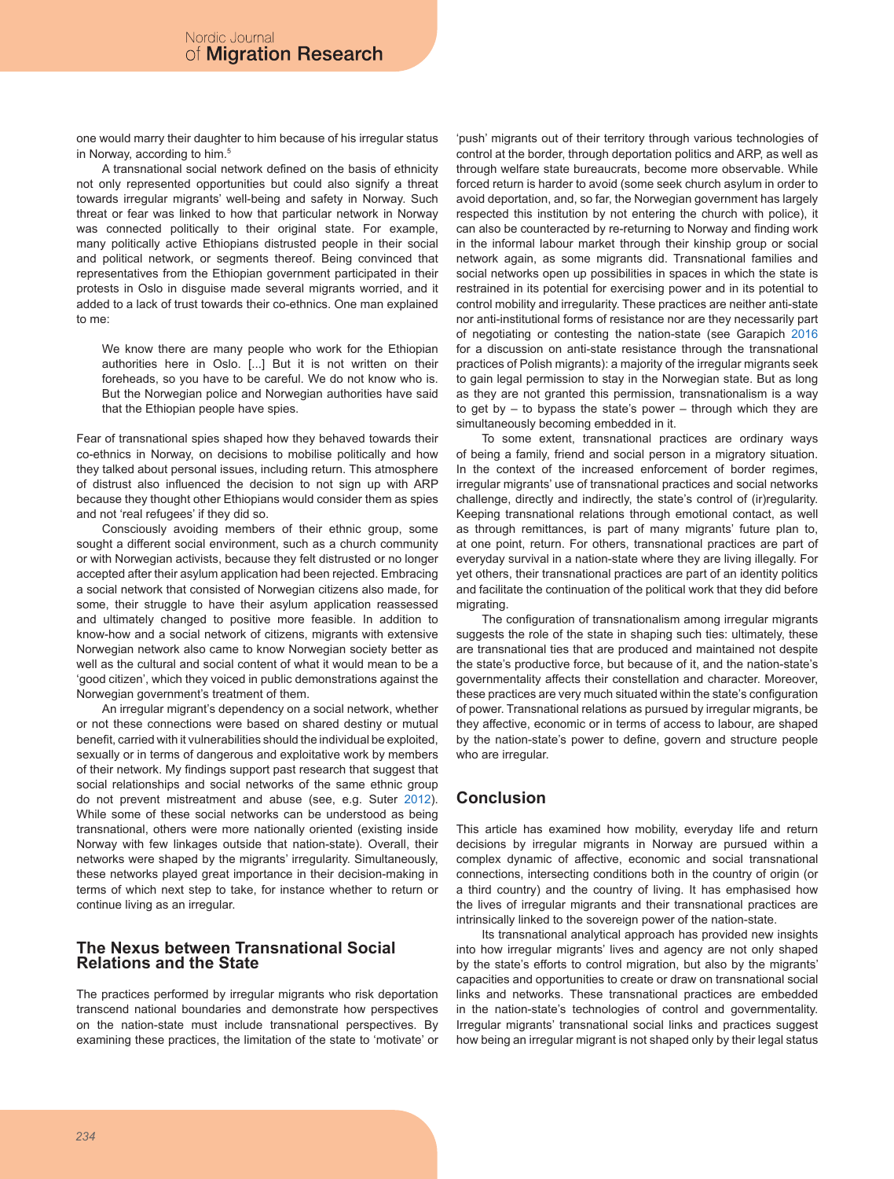one would marry their daughter to him because of his irregular status in Norway, according to him.[5]

A transnational social network defined on the basis of ethnicity not only represented opportunities but could also signify a threat towards irregular migrants' well-being and safety in Norway. Such threat or fear was linked to how that particular network in Norway was connected politically to their original state. For example, many politically active Ethiopians distrusted people in their social and political network, or segments thereof. Being convinced that representatives from the Ethiopian government participated in their protests in Oslo in disguise made several migrants worried, and it added to a lack of trust towards their co-ethnics. One man explained to me:

> We know there are many people who work for the Ethiopian authorities here in Oslo. [...] But it is not written on their foreheads, so you have to be careful. We do not know who is. But the Norwegian police and Norwegian authorities have said that the Ethiopian people have spies.

Fear of transnational spies shaped how they behaved towards their co-ethnics in Norway, on decisions to mobilise politically and how they talked about personal issues, including return. This atmosphere of distrust also influenced the decision to not sign up with ARP because they thought other Ethiopians would consider them as spies and not 'real refugees' if they did so.

Consciously avoiding members of their ethnic group, some sought a different social environment, such as a church community or with Norwegian activists, because they felt distrusted or no longer accepted after their asylum application had been rejected. Embracing a social network that consisted of Norwegian citizens also made, for some, their struggle to have their asylum application reassessed and ultimately changed to positive more feasible. In addition to know-how and a social network of citizens, migrants with extensive Norwegian network also came to know Norwegian society better as well as the cultural and social content of what it would mean to be a 'good citizen', which they voiced in public demonstrations against the Norwegian government's treatment of them.

An irregular migrant's dependency on a social network, whether or not these connections were based on shared destiny or mutual benefit, carried with it vulnerabilities should the individual be exploited, sexually or in terms of dangerous and exploitative work by members of their network. My findings support past research that suggest that social relationships and social networks of the same ethnic group do not prevent mistreatment and abuse (see, e.g. Suter 2012). While some of these social networks can be understood as being transnational, others were more nationally oriented (existing inside Norway with few linkages outside that nation-state). Overall, their networks were shaped by the migrants' irregularity. Simultaneously, these networks played great importance in their decision-making in terms of which next step to take, for instance whether to return or continue living as an irregular.

## The Nexus between Transnational Social Relations and the State

The practices performed by irregular migrants who risk deportation transcend national boundaries and demonstrate how perspectives on the nation-state must include transnational perspectives. By examining these practices, the limitation of the state to 'motivate' or 'push' migrants out of their territory through various technologies of control at the border, through deportation politics and ARP, as well as through welfare state bureaucrats, become more observable. While forced return is harder to avoid (some seek church asylum in order to avoid deportation, and, so far, the Norwegian government has largely respected this institution by not entering the church with police), it can also be counteracted by re-returning to Norway and finding work in the informal labour market through their kinship group or social network again, as some migrants did. Transnational families and social networks open up possibilities in spaces in which the state is restrained in its potential for exercising power and in its potential to control mobility and irregularity. These practices are neither anti-state nor anti-institutional forms of resistance nor are they necessarily part of negotiating or contesting the nation-state (see Garapich 2016 for a discussion on anti-state resistance through the transnational practices of Polish migrants): a majority of the irregular migrants seek to gain legal permission to stay in the Norwegian state. But as long as they are not granted this permission, transnationalism is a way to get by – to bypass the state's power – through which they are simultaneously becoming embedded in it.

To some extent, transnational practices are ordinary ways of being a family, friend and social person in a migratory situation. In the context of the increased enforcement of border regimes, irregular migrants' use of transnational practices and social networks challenge, directly and indirectly, the state's control of (ir)regularity. Keeping transnational relations through emotional contact, as well as through remittances, is part of many migrants' future plan to, at one point, return. For others, transnational practices are part of everyday survival in a nation-state where they are living illegally. For yet others, their transnational practices are part of an identity politics and facilitate the continuation of the political work that they did before migrating.

The configuration of transnationalism among irregular migrants suggests the role of the state in shaping such ties: ultimately, these are transnational ties that are produced and maintained not despite the state's productive force, but because of it, and the nation-state's governmentality affects their constellation and character. Moreover, these practices are very much situated within the state's configuration of power. Transnational relations as pursued by irregular migrants, be they affective, economic or in terms of access to labour, are shaped by the nation-state's power to define, govern and structure people who are irregular.

## Conclusion

This article has examined how mobility, everyday life and return decisions by irregular migrants in Norway are pursued within a complex dynamic of affective, economic and social transnational connections, intersecting conditions both in the country of origin (or a third country) and the country of living. It has emphasised how the lives of irregular migrants and their transnational practices are intrinsically linked to the sovereign power of the nation-state.

Its transnational analytical approach has provided new insights into how irregular migrants' lives and agency are not only shaped by the state's efforts to control migration, but also by the migrants' capacities and opportunities to create or draw on transnational social links and networks. These transnational practices are embedded in the nation-state's technologies of control and governmentality. Irregular migrants' transnational social links and practices suggest how being an irregular migrant is not shaped only by their legal status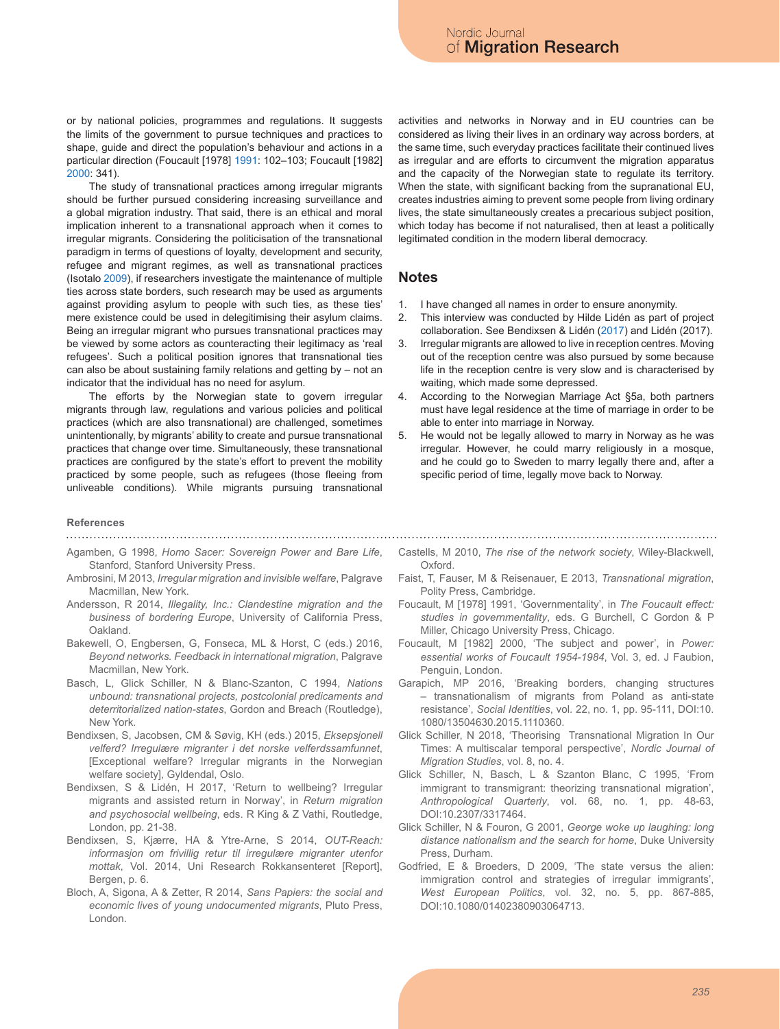or by national policies, programmes and regulations. It suggests the limits of the government to pursue techniques and practices to shape, guide and direct the population's behaviour and actions in a particular direction (Foucault [1978] 1991: 102–103; Foucault [1982] 2000: 341).

The study of transnational practices among irregular migrants should be further pursued considering increasing surveillance and a global migration industry. That said, there is an ethical and moral implication inherent to a transnational approach when it comes to irregular migrants. Considering the politicisation of the transnational paradigm in terms of questions of loyalty, development and security, refugee and migrant regimes, as well as transnational practices (Isotalo 2009), if researchers investigate the maintenance of multiple ties across state borders, such research may be used as arguments against providing asylum to people with such ties, as these ties' mere existence could be used in delegitimising their asylum claims. Being an irregular migrant who pursues transnational practices may be viewed by some actors as counteracting their legitimacy as 'real refugees'. Such a political position ignores that transnational ties can also be about sustaining family relations and getting by – not an indicator that the individual has no need for asylum.

The efforts by the Norwegian state to govern irregular migrants through law, regulations and various policies and political practices (which are also transnational) are challenged, sometimes unintentionally, by migrants' ability to create and pursue transnational practices that change over time. Simultaneously, these transnational practices are configured by the state's effort to prevent the mobility practiced by some people, such as refugees (those fleeing from unliveable conditions). While migrants pursuing transnational activities and networks in Norway and in EU countries can be considered as living their lives in an ordinary way across borders, at the same time, such everyday practices facilitate their continued lives as irregular and are efforts to circumvent the migration apparatus and the capacity of the Norwegian state to regulate its territory. When the state, with significant backing from the supranational EU, creates industries aiming to prevent some people from living ordinary lives, the state simultaneously creates a precarious subject position, which today has become if not naturalised, then at least a politically legitimated condition in the modern liberal democracy.

## Notes

1. I have changed all names in order to ensure anonymity.
2. This interview was conducted by Hilde Lidén as part of project collaboration. See Bendixsen & Lidén (2017) and Lidén (2017).
3. Irregular migrants are allowed to live in reception centres. Moving out of the reception centre was also pursued by some because life in the reception centre is very slow and is characterised by waiting, which made some depressed.
4. According to the Norwegian Marriage Act §5a, both partners must have legal residence at the time of marriage in order to be able to enter into marriage in Norway.
5. He would not be legally allowed to marry in Norway as he was irregular. However, he could marry religiously in a mosque, and he could go to Sweden to marry legally there and, after a specific period of time, legally move back to Norway.

## References

Agamben, G 1998, *Homo Sacer: Sovereign Power and Bare Life*, Stanford, Stanford University Press.

Ambrosini, M 2013, *Irregular migration and invisible welfare*, Palgrave Macmillan, New York.

Andersson, R 2014, *Illegality, Inc.: Clandestine migration and the business of bordering Europe*, University of California Press, Oakland.

Bakewell, O, Engbersen, G, Fonseca, ML & Horst, C (eds.) 2016, *Beyond networks. Feedback in international migration*, Palgrave Macmillan, New York.

Basch, L, Glick Schiller, N & Blanc-Szanton, C 1994, *Nations unbound: transnational projects, postcolonial predicaments and deterritorialized nation-states*, Gordon and Breach (Routledge), New York.

Bendixsen, S, Jacobsen, CM & Søvig, KH (eds.) 2015, *Eksepsjonell velferd? Irregulære migranter i det norske velferdssamfunnet*, [Exceptional welfare? Irregular migrants in the Norwegian welfare society], Gyldendal, Oslo.

Bendixsen, S & Lidén, H 2017, 'Return to wellbeing? Irregular migrants and assisted return in Norway', in *Return migration and psychosocial wellbeing*, eds. R King & Z Vathi, Routledge, London, pp. 21-38.

Bendixsen, S, Kjærre, HA & Ytre-Arne, S 2014, *OUT-Reach: informasjon om frivillig retur til irregulære migranter utenfor mottak*, Vol. 2014, Uni Research Rokkansenteret [Report], Bergen, p. 6.

Bloch, A, Sigona, A & Zetter, R 2014, *Sans Papiers: the social and economic lives of young undocumented migrants*, Pluto Press, London.

Castells, M 2010, *The rise of the network society*, Wiley-Blackwell, Oxford.

Faist, T, Fauser, M & Reisenauer, E 2013, *Transnational migration*, Polity Press, Cambridge.

Foucault, M [1978] 1991, 'Governmentality', in *The Foucault effect: studies in governmentality*, eds. G Burchell, C Gordon & P Miller, Chicago University Press, Chicago.

Foucault, M [1982] 2000, 'The subject and power', in *Power: essential works of Foucault 1954-1984*, Vol. 3, ed. J Faubion, Penguin, London.

Garapich, MP 2016, 'Breaking borders, changing structures – transnationalism of migrants from Poland as anti-state resistance', *Social Identities*, vol. 22, no. 1, pp. 95-111, DOI:10.1080/13504630.2015.1110360.

Glick Schiller, N 2018, 'Theorising Transnational Migration In Our Times: A multiscalar temporal perspective', *Nordic Journal of Migration Studies*, vol. 8, no. 4.

Glick Schiller, N, Basch, L & Szanton Blanc, C 1995, 'From immigrant to transmigrant: theorizing transnational migration', *Anthropological Quarterly*, vol. 68, no. 1, pp. 48-63, DOI:10.2307/3317464.

Glick Schiller, N & Fouron, G 2001, *George woke up laughing: long distance nationalism and the search for home*, Duke University Press, Durham.

Godfried, E & Broeders, D 2009, 'The state versus the alien: immigration control and strategies of irregular immigrants', *West European Politics*, vol. 32, no. 5, pp. 867-885, DOI:10.1080/01402380903064713.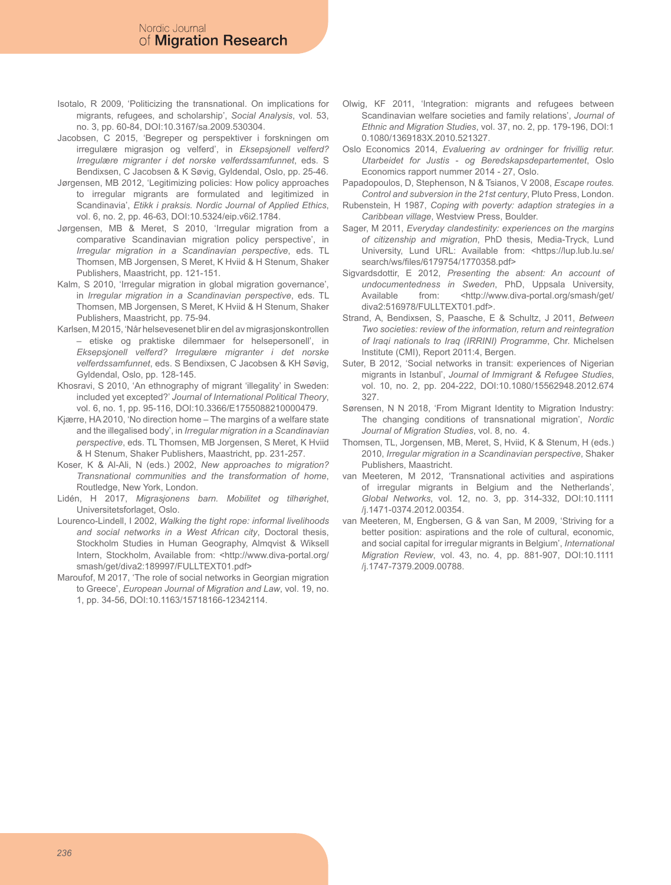Isotalo, R 2009, 'Politicizing the transnational. On implications for migrants, refugees, and scholarship', *Social Analysis*, vol. 53, no. 3, pp. 60-84, DOI:10.3167/sa.2009.530304.

Jacobsen, C 2015, 'Begreper og perspektiver i forskningen om irregulære migrasjon og velferd', in *Eksepsjonell velferd? Irregulære migranter i det norske velferdssamfunnet*, eds. S Bendixsen, C Jacobsen & K Søvig, Gyldendal, Oslo, pp. 25-46.

Jørgensen, MB 2012, 'Legitimizing policies: How policy approaches to irregular migrants are formulated and legitimized in Scandinavia', *Etikk i praksis. Nordic Journal of Applied Ethics*, vol. 6, no. 2, pp. 46-63, DOI:10.5324/eip.v6i2.1784.

Jørgensen, MB & Meret, S 2010, 'Irregular migration from a comparative Scandinavian migration policy perspective', in *Irregular migration in a Scandinavian perspective*, eds. TL Thomsen, MB Jorgensen, S Meret, K Hviid & H Stenum, Shaker Publishers, Maastricht, pp. 121-151.

Kalm, S 2010, 'Irregular migration in global migration governance', in *Irregular migration in a Scandinavian perspective*, eds. TL Thomsen, MB Jorgensen, S Meret, K Hviid & H Stenum, Shaker Publishers, Maastricht, pp. 75-94.

Karlsen, M 2015, 'Når helsevesenet blir en del av migrasjonskontrollen – etiske og praktiske dilemmaer for helsepersonell', in *Eksepsjonell velferd? Irregulære migranter i det norske velferdssamfunnet*, eds. S Bendixsen, C Jacobsen & KH Søvig, Gyldendal, Oslo, pp. 128-145.

Khosravi, S 2010, 'An ethnography of migrant 'illegality' in Sweden: included yet excepted?' *Journal of International Political Theory*, vol. 6, no. 1, pp. 95-116, DOI:10.3366/E1755088210000479.

Kjærre, HA 2010, 'No direction home – The margins of a welfare state and the illegalised body', in *Irregular migration in a Scandinavian perspective*, eds. TL Thomsen, MB Jorgensen, S Meret, K Hviid & H Stenum, Shaker Publishers, Maastricht, pp. 231-257.

Koser, K & Al-Ali, N (eds.) 2002, *New approaches to migration? Transnational communities and the transformation of home*, Routledge, New York, London.

Lidén, H 2017, *Migrasjonens barn. Mobilitet og tilhørighet*, Universitetsforlaget, Oslo.

Lourenco-Lindell, I 2002, *Walking the tight rope: informal livelihoods and social networks in a West African city*, Doctoral thesis, Stockholm Studies in Human Geography, Almqvist & Wiksell Intern, Stockholm, Available from: <http://www.diva-portal.org/smash/get/diva2:189997/FULLTEXT01.pdf>

Maroufof, M 2017, 'The role of social networks in Georgian migration to Greece', *European Journal of Migration and Law*, vol. 19, no. 1, pp. 34-56, DOI:10.1163/15718166-12342114.

Olwig, KF 2011, 'Integration: migrants and refugees between Scandinavian welfare societies and family relations', *Journal of Ethnic and Migration Studies*, vol. 37, no. 2, pp. 179-196, DOI:10.1080/1369183X.2010.521327.

Oslo Economics 2014, *Evaluering av ordninger for frivillig retur. Utarbeidet for Justis - og Beredskapsdepartementet*, Oslo Economics rapport nummer 2014 - 27, Oslo.

Papadopoulos, D, Stephenson, N & Tsianos, V 2008, *Escape routes. Control and subversion in the 21st century*, Pluto Press, London.

Rubenstein, H 1987, *Coping with poverty: adaption strategies in a Caribbean village*, Westview Press, Boulder.

Sager, M 2011, *Everyday clandestinity: experiences on the margins of citizenship and migration*, PhD thesis, Media-Tryck, Lund University, Lund URL: Available from: <https://lup.lub.lu.se/search/ws/files/6179754/1770358.pdf>

Sigvardsdottir, E 2012, *Presenting the absent: An account of undocumentedness in Sweden*, PhD, Uppsala University, Available from: <http://www.diva-portal.org/smash/get/diva2:516978/FULLTEXT01.pdf>.

Strand, A, Bendixsen, S, Paasche, E & Schultz, J 2011, *Between Two societies: review of the information, return and reintegration of Iraqi nationals to Iraq (IRRINI) Programme*, Chr. Michelsen Institute (CMI), Report 2011:4, Bergen.

Suter, B 2012, 'Social networks in transit: experiences of Nigerian migrants in Istanbul', *Journal of Immigrant & Refugee Studies*, vol. 10, no. 2, pp. 204-222, DOI:10.1080/15562948.2012.674327.

Sørensen, N N 2018, 'From Migrant Identity to Migration Industry: The changing conditions of transnational migration', *Nordic Journal of Migration Studies*, vol. 8, no. 4.

Thomsen, TL, Jorgensen, MB, Meret, S, Hviid, K & Stenum, H (eds.) 2010, *Irregular migration in a Scandinavian perspective*, Shaker Publishers, Maastricht.

van Meeteren, M 2012, 'Transnational activities and aspirations of irregular migrants in Belgium and the Netherlands', *Global Networks*, vol. 12, no. 3, pp. 314-332, DOI:10.1111/j.1471-0374.2012.00354.

van Meeteren, M, Engbersen, G & van San, M 2009, 'Striving for a better position: aspirations and the role of cultural, economic, and social capital for irregular migrants in Belgium', *International Migration Review*, vol. 43, no. 4, pp. 881-907, DOI:10.1111/j.1747-7379.2009.00788.